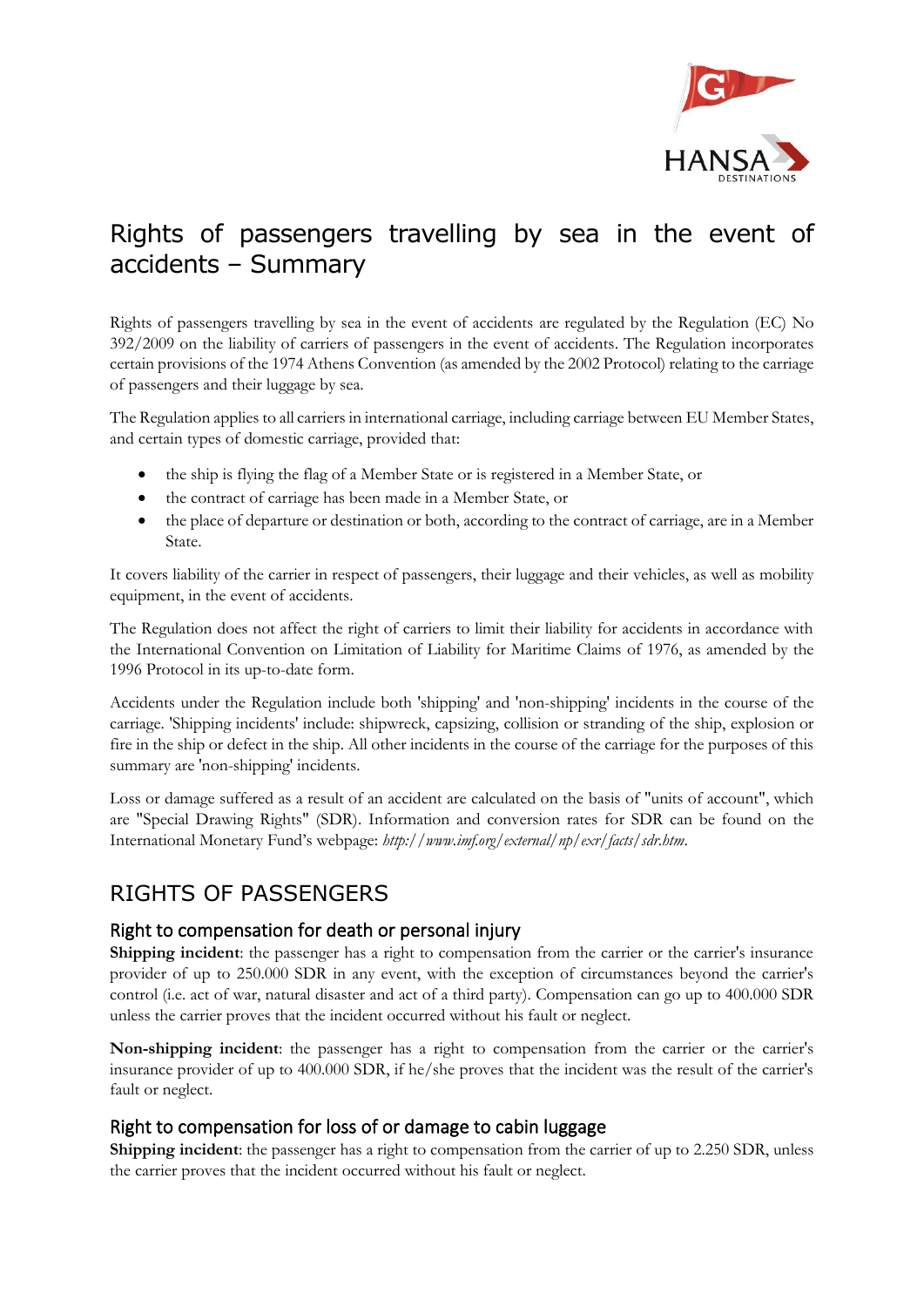# Rights of passengers travelling by sea in the event of accidents – Summary

Rights of passengers travelling by sea in the event of accidents are regulated by the Regulation (EC) No 392/2009 on the liability of carriers of passengers in the event of accidents. The Regulation incorporates certain provisions of the 1974 Athens Convention (as amended by the 2002 Protocol) relating to the carriage of passengers and their luggage by sea.

The Regulation applies to all carriers in international carriage, including carriage between EU Member States, and certain types of domestic carriage, provided that:

- the ship is flying the flag of a Member State or is registered in a Member State, or
- the contract of carriage has been made in a Member State, or
- the place of departure or destination or both, according to the contract of carriage, are in a Member State.

It covers liability of the carrier in respect of passengers, their luggage and their vehicles, as well as mobility equipment, in the event of accidents.

The Regulation does not affect the right of carriers to limit their liability for accidents in accordance with the International Convention on Limitation of Liability for Maritime Claims of 1976, as amended by the 1996 Protocol in its up-to-date form.

Accidents under the Regulation include both 'shipping' and 'non-shipping' incidents in the course of the carriage. 'Shipping incidents' include: shipwreck, capsizing, collision or stranding of the ship, explosion or fire in the ship or defect in the ship. All other incidents in the course of the carriage for the purposes of this summary are 'non-shipping' incidents.

Loss or damage suffered as a result of an accident are calculated on the basis of "units of account", which are "Special Drawing Rights" (SDR). Information and conversion rates for SDR can be found on the International Monetary Fund's webpage: *http://www.imf.org/external/np/exr/facts/sdr.htm*.

## RIGHTS OF PASSENGERS

### Right to compensation for death or personal injury

**Shipping incident**: the passenger has a right to compensation from the carrier or the carrier's insurance provider of up to 250.000 SDR in any event, with the exception of circumstances beyond the carrier's control (i.e. act of war, natural disaster and act of a third party). Compensation can go up to 400.000 SDR unless the carrier proves that the incident occurred without his fault or neglect.

**Non-shipping incident**: the passenger has a right to compensation from the carrier or the carrier's insurance provider of up to 400.000 SDR, if he/she proves that the incident was the result of the carrier's fault or neglect.

### Right to compensation for loss of or damage to cabin luggage

**Shipping incident**: the passenger has a right to compensation from the carrier of up to 2.250 SDR, unless the carrier proves that the incident occurred without his fault or neglect.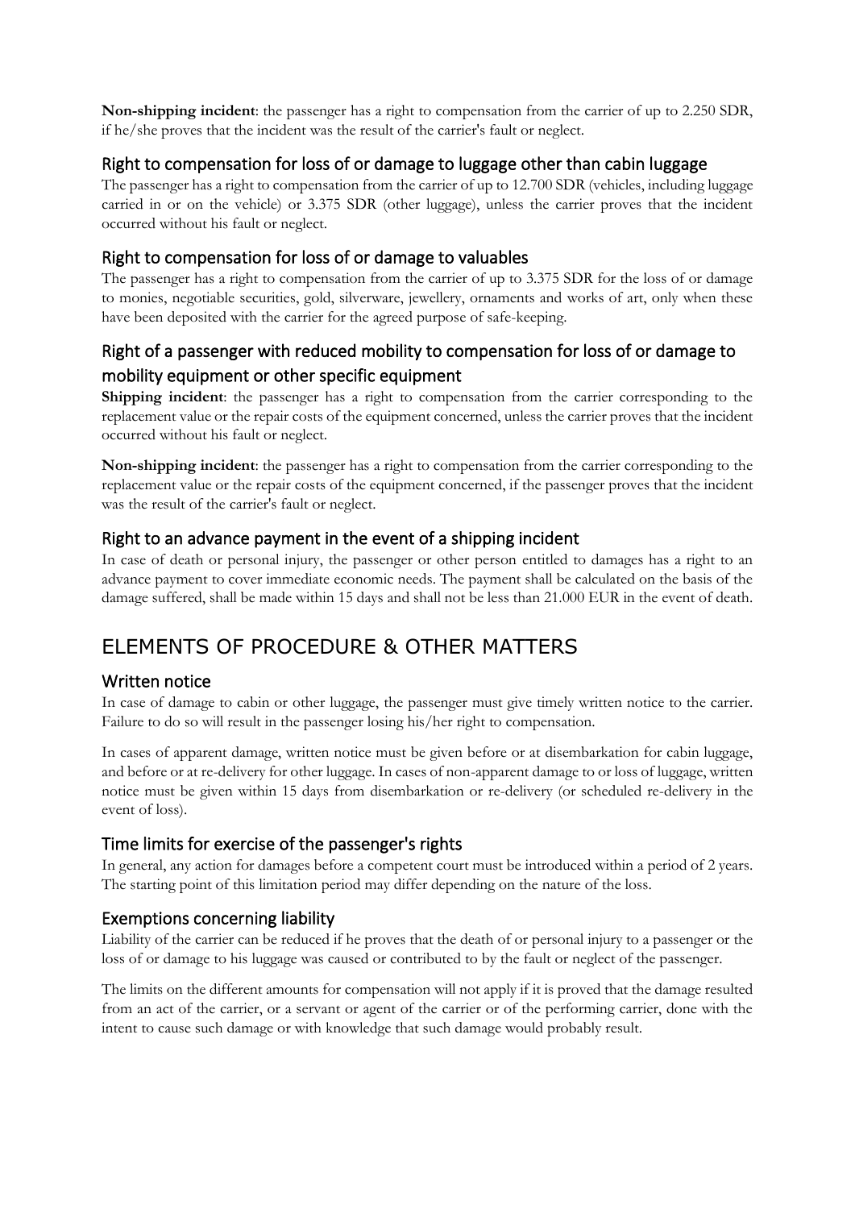**Non-shipping incident**: the passenger has a right to compensation from the carrier of up to 2.250 SDR, if he/she proves that the incident was the result of the carrier's fault or neglect.

### Right to compensation for loss of or damage to luggage other than cabin luggage

The passenger has a right to compensation from the carrier of up to 12.700 SDR (vehicles, including luggage carried in or on the vehicle) or 3.375 SDR (other luggage), unless the carrier proves that the incident occurred without his fault or neglect.

### Right to compensation for loss of or damage to valuables

The passenger has a right to compensation from the carrier of up to 3.375 SDR for the loss of or damage to monies, negotiable securities, gold, silverware, jewellery, ornaments and works of art, only when these have been deposited with the carrier for the agreed purpose of safe-keeping.

### Right of a passenger with reduced mobility to compensation for loss of or damage to mobility equipment or other specific equipment

**Shipping incident**: the passenger has a right to compensation from the carrier corresponding to the replacement value or the repair costs of the equipment concerned, unless the carrier proves that the incident occurred without his fault or neglect.

**Non-shipping incident**: the passenger has a right to compensation from the carrier corresponding to the replacement value or the repair costs of the equipment concerned, if the passenger proves that the incident was the result of the carrier's fault or neglect.

### Right to an advance payment in the event of a shipping incident

In case of death or personal injury, the passenger or other person entitled to damages has a right to an advance payment to cover immediate economic needs. The payment shall be calculated on the basis of the damage suffered, shall be made within 15 days and shall not be less than 21.000 EUR in the event of death.

## ELEMENTS OF PROCEDURE & OTHER MATTERS

### Written notice

In case of damage to cabin or other luggage, the passenger must give timely written notice to the carrier. Failure to do so will result in the passenger losing his/her right to compensation.

In cases of apparent damage, written notice must be given before or at disembarkation for cabin luggage, and before or at re-delivery for other luggage. In cases of non-apparent damage to or loss of luggage, written notice must be given within 15 days from disembarkation or re-delivery (or scheduled re-delivery in the event of loss).

### Time limits for exercise of the passenger's rights

In general, any action for damages before a competent court must be introduced within a period of 2 years. The starting point of this limitation period may differ depending on the nature of the loss.

### Exemptions concerning liability

Liability of the carrier can be reduced if he proves that the death of or personal injury to a passenger or the loss of or damage to his luggage was caused or contributed to by the fault or neglect of the passenger.

The limits on the different amounts for compensation will not apply if it is proved that the damage resulted from an act of the carrier, or a servant or agent of the carrier or of the performing carrier, done with the intent to cause such damage or with knowledge that such damage would probably result.